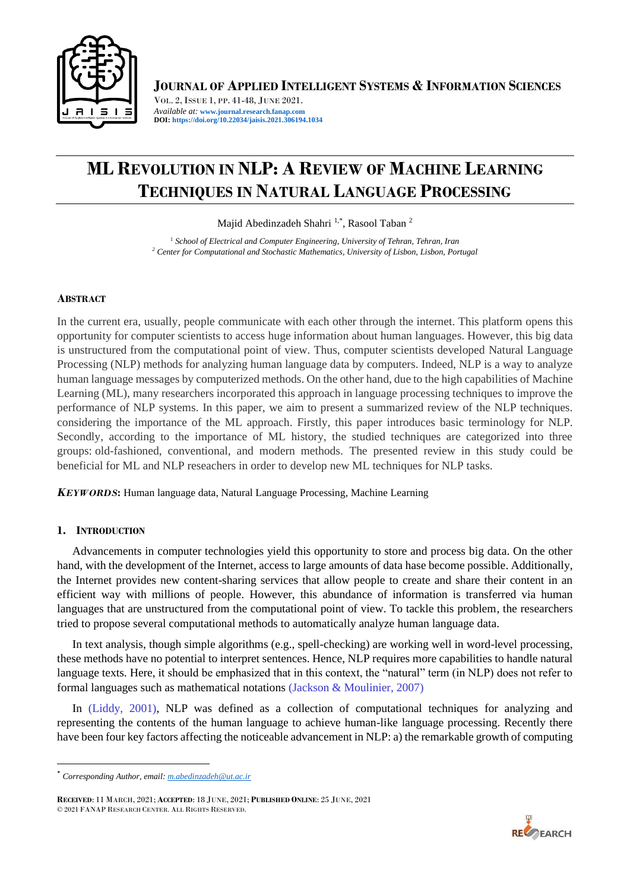# ML Revolution in NLP: A Review of Machine Learning Techniques in Natural Language Processing

Majid Abedinzadeh Shahri [1,*], Rasool Taban [2]

[1] *School of Electrical and Computer Engineering, University of Tehran, Tehran, Iran*
[2] *Center for Computational and Stochastic Mathematics, University of Lisbon, Lisbon, Portugal*

## Abstract

In the current era, usually, people communicate with each other through the internet. This platform opens this opportunity for computer scientists to access huge information about human languages. However, this big data is unstructured from the computational point of view. Thus, computer scientists developed Natural Language Processing (NLP) methods for analyzing human language data by computers. Indeed, NLP is a way to analyze human language messages by computerized methods. On the other hand, due to the high capabilities of Machine Learning (ML), many researchers incorporated this approach in language processing techniques to improve the performance of NLP systems. In this paper, we aim to present a summarized review of the NLP techniques. considering the importance of the ML approach. Firstly, this paper introduces basic terminology for NLP. Secondly, according to the importance of ML history, the studied techniques are categorized into three groups: old-fashioned, conventional, and modern methods. The presented review in this study could be beneficial for ML and NLP reseachers in order to develop new ML techniques for NLP tasks.

***Keywords*:** Human language data, Natural Language Processing, Machine Learning

## 1. Introduction

Advancements in computer technologies yield this opportunity to store and process big data. On the other hand, with the development of the Internet, access to large amounts of data hase become possible. Additionally, the Internet provides new content-sharing services that allow people to create and share their content in an efficient way with millions of people. However, this abundance of information is transferred via human languages that are unstructured from the computational point of view. To tackle this problem, the researchers tried to propose several computational methods to automatically analyze human language data.

In text analysis, though simple algorithms (e.g., spell-checking) are working well in word-level processing, these methods have no potential to interpret sentences. Hence, NLP requires more capabilities to handle natural language texts. Here, it should be emphasized that in this context, the "natural" term (in NLP) does not refer to formal languages such as mathematical notations (Jackson & Moulinier, 2007)

In (Liddy, 2001), NLP was defined as a collection of computational techniques for analyzing and representing the contents of the human language to achieve human-like language processing. Recently there have been four key factors affecting the noticeable advancement in NLP: a) the remarkable growth of computing

---

[*] *Corresponding Author, email: m.abedinzadeh@ut.ac.ir*

**Received**: 11 March, 2021; **Accepted**: 18 June, 2021; **Published Online**: 25 June, 2021
© 2021 FANAP Research Center. All Rights Reserved.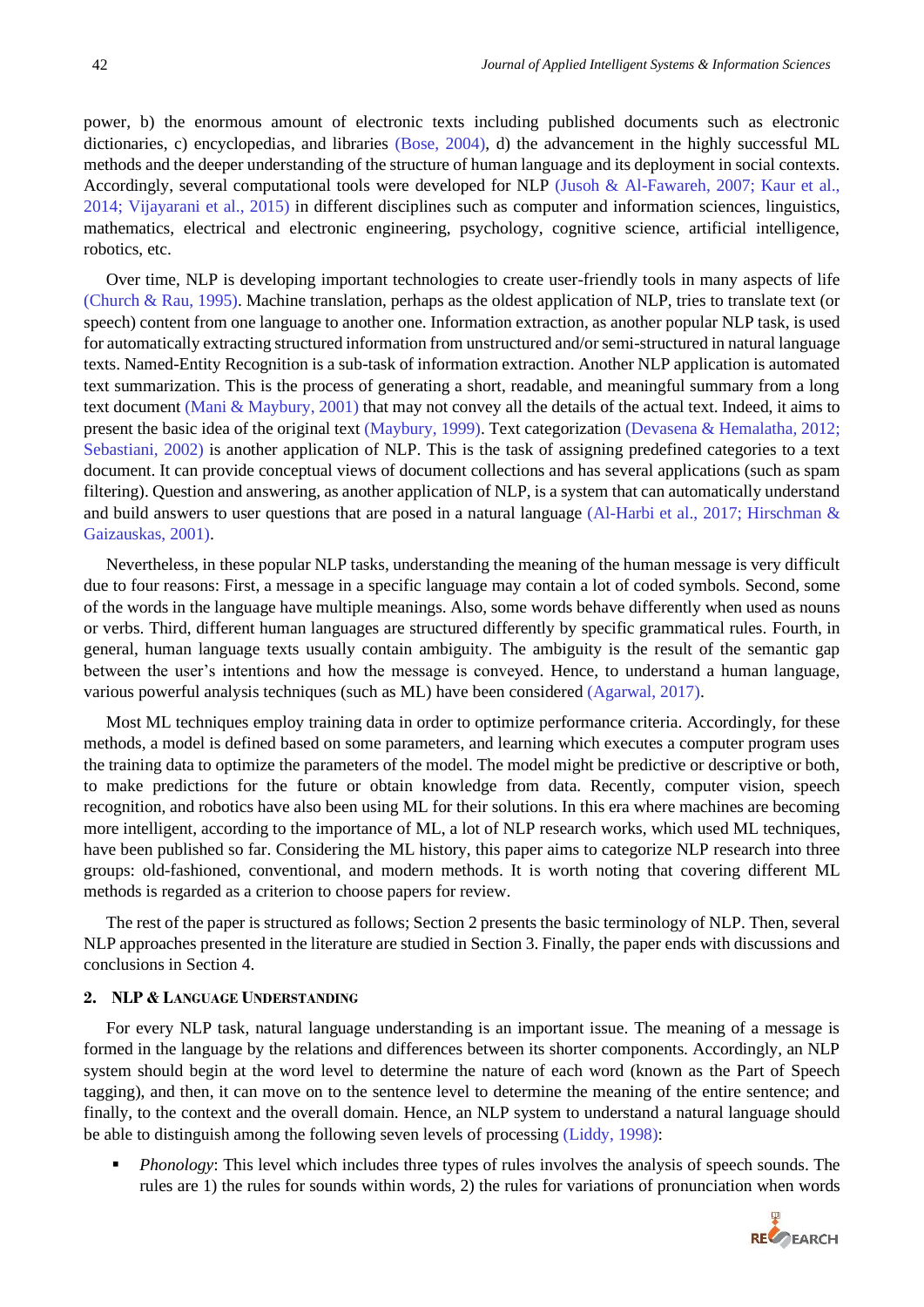power, b) the enormous amount of electronic texts including published documents such as electronic dictionaries, c) encyclopedias, and libraries (Bose, 2004), d) the advancement in the highly successful ML methods and the deeper understanding of the structure of human language and its deployment in social contexts. Accordingly, several computational tools were developed for NLP (Jusoh & Al-Fawareh, 2007; Kaur et al., 2014; Vijayarani et al., 2015) in different disciplines such as computer and information sciences, linguistics, mathematics, electrical and electronic engineering, psychology, cognitive science, artificial intelligence, robotics, etc.

Over time, NLP is developing important technologies to create user-friendly tools in many aspects of life (Church & Rau, 1995). Machine translation, perhaps as the oldest application of NLP, tries to translate text (or speech) content from one language to another one. Information extraction, as another popular NLP task, is used for automatically extracting structured information from unstructured and/or semi-structured in natural language texts. Named-Entity Recognition is a sub-task of information extraction. Another NLP application is automated text summarization. This is the process of generating a short, readable, and meaningful summary from a long text document (Mani & Maybury, 2001) that may not convey all the details of the actual text. Indeed, it aims to present the basic idea of the original text (Maybury, 1999). Text categorization (Devasena & Hemalatha, 2012; Sebastiani, 2002) is another application of NLP. This is the task of assigning predefined categories to a text document. It can provide conceptual views of document collections and has several applications (such as spam filtering). Question and answering, as another application of NLP, is a system that can automatically understand and build answers to user questions that are posed in a natural language (Al-Harbi et al., 2017; Hirschman & Gaizauskas, 2001).

Nevertheless, in these popular NLP tasks, understanding the meaning of the human message is very difficult due to four reasons: First, a message in a specific language may contain a lot of coded symbols. Second, some of the words in the language have multiple meanings. Also, some words behave differently when used as nouns or verbs. Third, different human languages are structured differently by specific grammatical rules. Fourth, in general, human language texts usually contain ambiguity. The ambiguity is the result of the semantic gap between the user's intentions and how the message is conveyed. Hence, to understand a human language, various powerful analysis techniques (such as ML) have been considered (Agarwal, 2017).

Most ML techniques employ training data in order to optimize performance criteria. Accordingly, for these methods, a model is defined based on some parameters, and learning which executes a computer program uses the training data to optimize the parameters of the model. The model might be predictive or descriptive or both, to make predictions for the future or obtain knowledge from data. Recently, computer vision, speech recognition, and robotics have also been using ML for their solutions. In this era where machines are becoming more intelligent, according to the importance of ML, a lot of NLP research works, which used ML techniques, have been published so far. Considering the ML history, this paper aims to categorize NLP research into three groups: old-fashioned, conventional, and modern methods. It is worth noting that covering different ML methods is regarded as a criterion to choose papers for review.

The rest of the paper is structured as follows; Section 2 presents the basic terminology of NLP. Then, several NLP approaches presented in the literature are studied in Section 3. Finally, the paper ends with discussions and conclusions in Section 4.

## 2. NLP & Language Understanding

For every NLP task, natural language understanding is an important issue. The meaning of a message is formed in the language by the relations and differences between its shorter components. Accordingly, an NLP system should begin at the word level to determine the nature of each word (known as the Part of Speech tagging), and then, it can move on to the sentence level to determine the meaning of the entire sentence; and finally, to the context and the overall domain. Hence, an NLP system to understand a natural language should be able to distinguish among the following seven levels of processing (Liddy, 1998):

- *Phonology*: This level which includes three types of rules involves the analysis of speech sounds. The rules are 1) the rules for sounds within words, 2) the rules for variations of pronunciation when words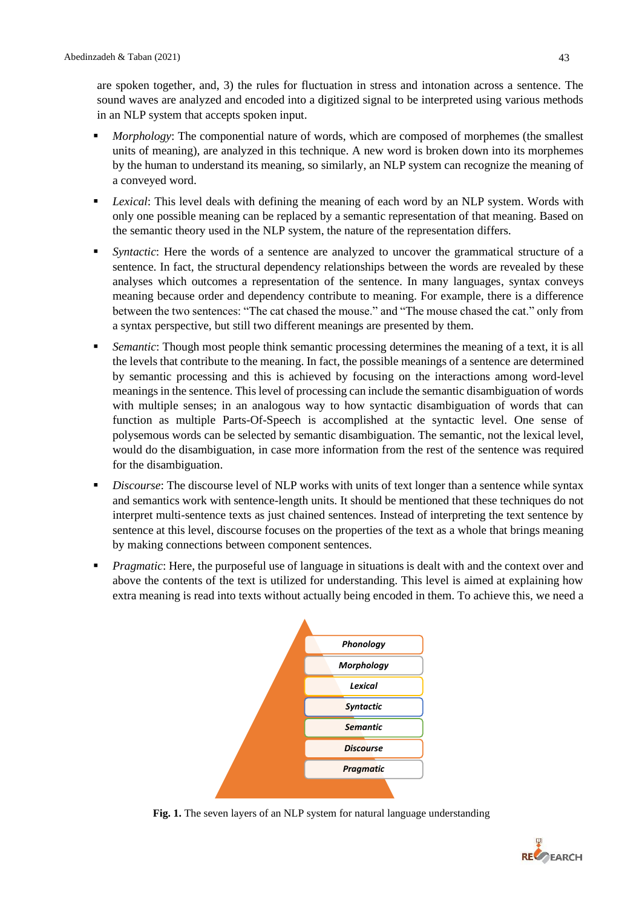are spoken together, and, 3) the rules for fluctuation in stress and intonation across a sentence. The sound waves are analyzed and encoded into a digitized signal to be interpreted using various methods in an NLP system that accepts spoken input.

- *Morphology*: The componential nature of words, which are composed of morphemes (the smallest units of meaning), are analyzed in this technique. A new word is broken down into its morphemes by the human to understand its meaning, so similarly, an NLP system can recognize the meaning of a conveyed word.
- *Lexical*: This level deals with defining the meaning of each word by an NLP system. Words with only one possible meaning can be replaced by a semantic representation of that meaning. Based on the semantic theory used in the NLP system, the nature of the representation differs.
- *Syntactic*: Here the words of a sentence are analyzed to uncover the grammatical structure of a sentence. In fact, the structural dependency relationships between the words are revealed by these analyses which outcomes a representation of the sentence. In many languages, syntax conveys meaning because order and dependency contribute to meaning. For example, there is a difference between the two sentences: "The cat chased the mouse." and "The mouse chased the cat." only from a syntax perspective, but still two different meanings are presented by them.
- *Semantic*: Though most people think semantic processing determines the meaning of a text, it is all the levels that contribute to the meaning. In fact, the possible meanings of a sentence are determined by semantic processing and this is achieved by focusing on the interactions among word-level meanings in the sentence. This level of processing can include the semantic disambiguation of words with multiple senses; in an analogous way to how syntactic disambiguation of words that can function as multiple Parts-Of-Speech is accomplished at the syntactic level. One sense of polysemous words can be selected by semantic disambiguation. The semantic, not the lexical level, would do the disambiguation, in case more information from the rest of the sentence was required for the disambiguation.
- *Discourse*: The discourse level of NLP works with units of text longer than a sentence while syntax and semantics work with sentence-length units. It should be mentioned that these techniques do not interpret multi-sentence texts as just chained sentences. Instead of interpreting the text sentence by sentence at this level, discourse focuses on the properties of the text as a whole that brings meaning by making connections between component sentences.
- *Pragmatic*: Here, the purposeful use of language in situations is dealt with and the context over and above the contents of the text is utilized for understanding. This level is aimed at explaining how extra meaning is read into texts without actually being encoded in them. To achieve this, we need a

Phonology
Morphology
Lexical
Syntactic
Semantic
Discourse
Pragmatic

**Fig. 1.** The seven layers of an NLP system for natural language understanding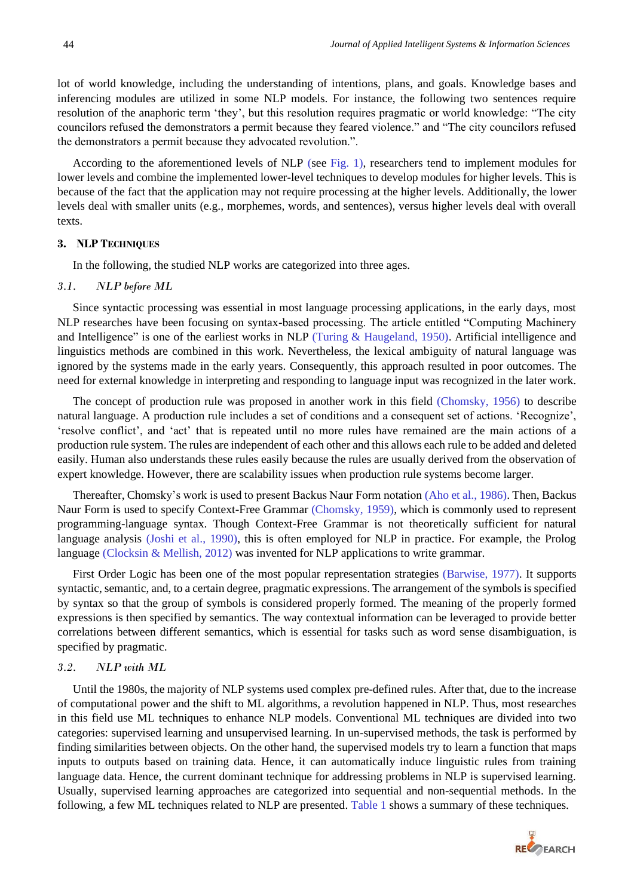lot of world knowledge, including the understanding of intentions, plans, and goals. Knowledge bases and inferencing modules are utilized in some NLP models. For instance, the following two sentences require resolution of the anaphoric term 'they', but this resolution requires pragmatic or world knowledge: "The city councilors refused the demonstrators a permit because they feared violence." and "The city councilors refused the demonstrators a permit because they advocated revolution.".

According to the aforementioned levels of NLP (see Fig. 1), researchers tend to implement modules for lower levels and combine the implemented lower-level techniques to develop modules for higher levels. This is because of the fact that the application may not require processing at the higher levels. Additionally, the lower levels deal with smaller units (e.g., morphemes, words, and sentences), versus higher levels deal with overall texts.

## 3. NLP Techniques

In the following, the studied NLP works are categorized into three ages.

### 3.1. *NLP before ML*

Since syntactic processing was essential in most language processing applications, in the early days, most NLP researches have been focusing on syntax-based processing. The article entitled "Computing Machinery and Intelligence" is one of the earliest works in NLP (Turing & Haugeland, 1950). Artificial intelligence and linguistics methods are combined in this work. Nevertheless, the lexical ambiguity of natural language was ignored by the systems made in the early years. Consequently, this approach resulted in poor outcomes. The need for external knowledge in interpreting and responding to language input was recognized in the later work.

The concept of production rule was proposed in another work in this field (Chomsky, 1956) to describe natural language. A production rule includes a set of conditions and a consequent set of actions. 'Recognize', 'resolve conflict', and 'act' that is repeated until no more rules have remained are the main actions of a production rule system. The rules are independent of each other and this allows each rule to be added and deleted easily. Human also understands these rules easily because the rules are usually derived from the observation of expert knowledge. However, there are scalability issues when production rule systems become larger.

Thereafter, Chomsky's work is used to present Backus Naur Form notation (Aho et al., 1986). Then, Backus Naur Form is used to specify Context-Free Grammar (Chomsky, 1959), which is commonly used to represent programming-language syntax. Though Context-Free Grammar is not theoretically sufficient for natural language analysis (Joshi et al., 1990), this is often employed for NLP in practice. For example, the Prolog language (Clocksin & Mellish, 2012) was invented for NLP applications to write grammar.

First Order Logic has been one of the most popular representation strategies (Barwise, 1977). It supports syntactic, semantic, and, to a certain degree, pragmatic expressions. The arrangement of the symbols is specified by syntax so that the group of symbols is considered properly formed. The meaning of the properly formed expressions is then specified by semantics. The way contextual information can be leveraged to provide better correlations between different semantics, which is essential for tasks such as word sense disambiguation, is specified by pragmatic.

### 3.2. *NLP with ML*

Until the 1980s, the majority of NLP systems used complex pre-defined rules. After that, due to the increase of computational power and the shift to ML algorithms, a revolution happened in NLP. Thus, most researches in this field use ML techniques to enhance NLP models. Conventional ML techniques are divided into two categories: supervised learning and unsupervised learning. In un-supervised methods, the task is performed by finding similarities between objects. On the other hand, the supervised models try to learn a function that maps inputs to outputs based on training data. Hence, it can automatically induce linguistic rules from training language data. Hence, the current dominant technique for addressing problems in NLP is supervised learning. Usually, supervised learning approaches are categorized into sequential and non-sequential methods. In the following, a few ML techniques related to NLP are presented. Table 1 shows a summary of these techniques.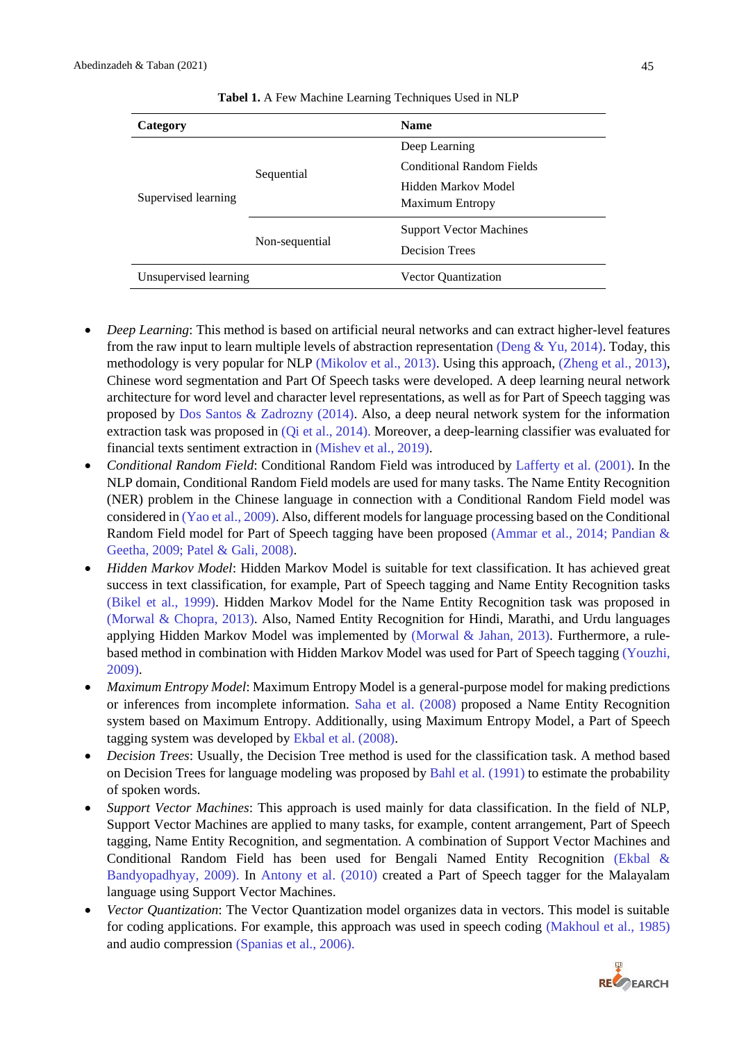**Tabel 1.** A Few Machine Learning Techniques Used in NLP

| Category | | Name |
|---|---|---|
| Supervised learning | Sequential | Deep Learning |
| | | Conditional Random Fields |
| | | Hidden Markov Model |
| | | Maximum Entropy |
| | Non-sequential | Support Vector Machines |
| | | Decision Trees |
| Unsupervised learning | | Vector Quantization |

- *Deep Learning*: This method is based on artificial neural networks and can extract higher-level features from the raw input to learn multiple levels of abstraction representation (Deng & Yu, 2014). Today, this methodology is very popular for NLP (Mikolov et al., 2013). Using this approach, (Zheng et al., 2013), Chinese word segmentation and Part Of Speech tasks were developed. A deep learning neural network architecture for word level and character level representations, as well as for Part of Speech tagging was proposed by Dos Santos & Zadrozny (2014). Also, a deep neural network system for the information extraction task was proposed in (Qi et al., 2014). Moreover, a deep-learning classifier was evaluated for financial texts sentiment extraction in (Mishev et al., 2019).
- *Conditional Random Field*: Conditional Random Field was introduced by Lafferty et al. (2001). In the NLP domain, Conditional Random Field models are used for many tasks. The Name Entity Recognition (NER) problem in the Chinese language in connection with a Conditional Random Field model was considered in (Yao et al., 2009). Also, different models for language processing based on the Conditional Random Field model for Part of Speech tagging have been proposed (Ammar et al., 2014; Pandian & Geetha, 2009; Patel & Gali, 2008).
- *Hidden Markov Model*: Hidden Markov Model is suitable for text classification. It has achieved great success in text classification, for example, Part of Speech tagging and Name Entity Recognition tasks (Bikel et al., 1999). Hidden Markov Model for the Name Entity Recognition task was proposed in (Morwal & Chopra, 2013). Also, Named Entity Recognition for Hindi, Marathi, and Urdu languages applying Hidden Markov Model was implemented by (Morwal & Jahan, 2013). Furthermore, a rule-based method in combination with Hidden Markov Model was used for Part of Speech tagging (Youzhi, 2009).
- *Maximum Entropy Model*: Maximum Entropy Model is a general-purpose model for making predictions or inferences from incomplete information. Saha et al. (2008) proposed a Name Entity Recognition system based on Maximum Entropy. Additionally, using Maximum Entropy Model, a Part of Speech tagging system was developed by Ekbal et al. (2008).
- *Decision Trees*: Usually, the Decision Tree method is used for the classification task. A method based on Decision Trees for language modeling was proposed by Bahl et al. (1991) to estimate the probability of spoken words.
- *Support Vector Machines*: This approach is used mainly for data classification. In the field of NLP, Support Vector Machines are applied to many tasks, for example, content arrangement, Part of Speech tagging, Name Entity Recognition, and segmentation. A combination of Support Vector Machines and Conditional Random Field has been used for Bengali Named Entity Recognition (Ekbal & Bandyopadhyay, 2009). In Antony et al. (2010) created a Part of Speech tagger for the Malayalam language using Support Vector Machines.
- *Vector Quantization*: The Vector Quantization model organizes data in vectors. This model is suitable for coding applications. For example, this approach was used in speech coding (Makhoul et al., 1985) and audio compression (Spanias et al., 2006).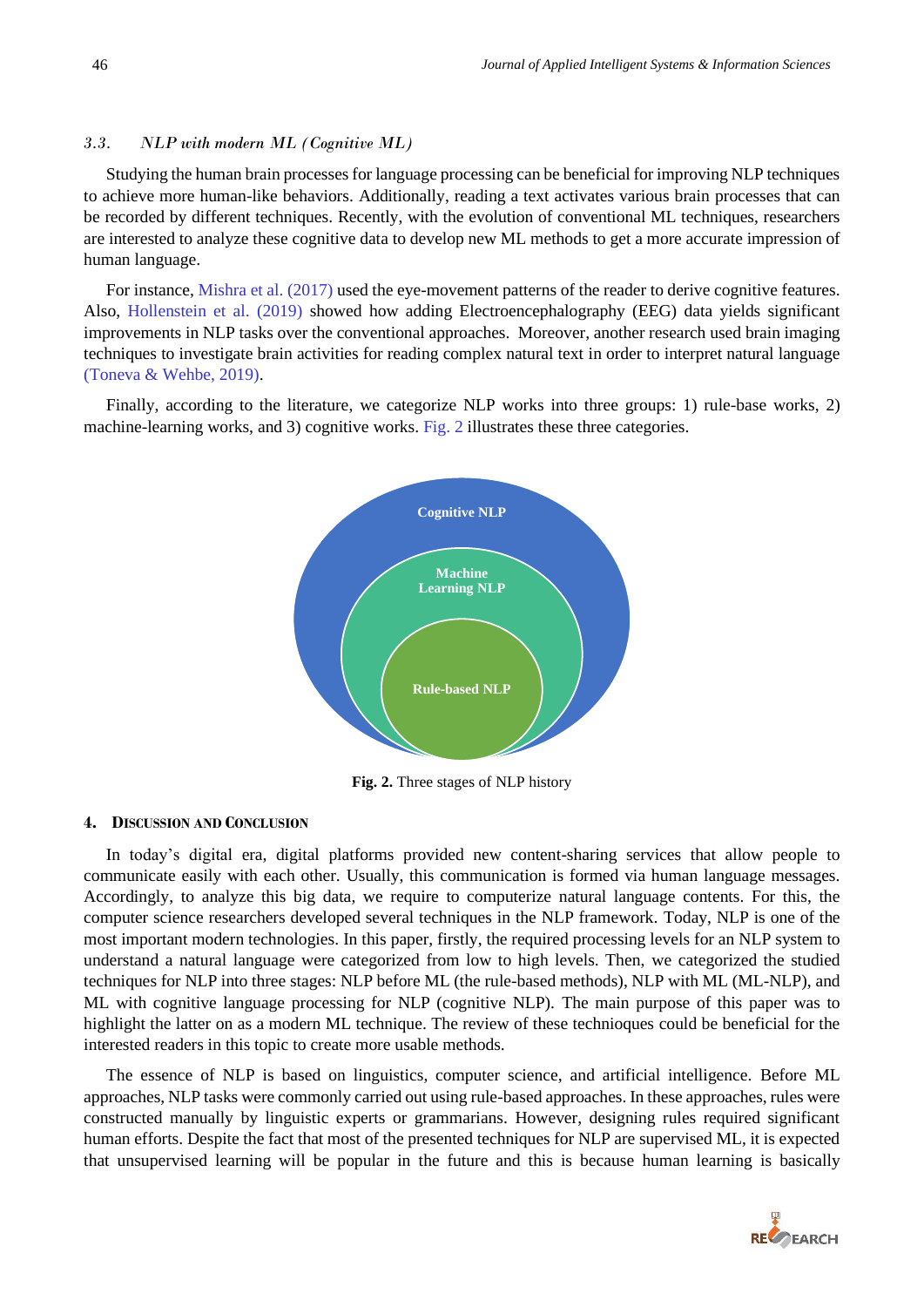### 3.3. NLP with modern ML (Cognitive ML)

Studying the human brain processes for language processing can be beneficial for improving NLP techniques to achieve more human-like behaviors. Additionally, reading a text activates various brain processes that can be recorded by different techniques. Recently, with the evolution of conventional ML techniques, researchers are interested to analyze these cognitive data to develop new ML methods to get a more accurate impression of human language.

For instance, Mishra et al. (2017) used the eye-movement patterns of the reader to derive cognitive features. Also, Hollenstein et al. (2019) showed how adding Electroencephalography (EEG) data yields significant improvements in NLP tasks over the conventional approaches. Moreover, another research used brain imaging techniques to investigate brain activities for reading complex natural text in order to interpret natural language (Toneva & Wehbe, 2019).

Finally, according to the literature, we categorize NLP works into three groups: 1) rule-base works, 2) machine-learning works, and 3) cognitive works. Fig. 2 illustrates these three categories.

Cognitive NLP

Machine Learning NLP

Rule-based NLP

**Fig. 2.** Three stages of NLP history

## 4. Discussion and Conclusion

In today's digital era, digital platforms provided new content-sharing services that allow people to communicate easily with each other. Usually, this communication is formed via human language messages. Accordingly, to analyze this big data, we require to computerize natural language contents. For this, the computer science researchers developed several techniques in the NLP framework. Today, NLP is one of the most important modern technologies. In this paper, firstly, the required processing levels for an NLP system to understand a natural language were categorized from low to high levels. Then, we categorized the studied techniques for NLP into three stages: NLP before ML (the rule-based methods), NLP with ML (ML-NLP), and ML with cognitive language processing for NLP (cognitive NLP). The main purpose of this paper was to highlight the latter on as a modern ML technique. The review of these technioques could be beneficial for the interested readers in this topic to create more usable methods.

The essence of NLP is based on linguistics, computer science, and artificial intelligence. Before ML approaches, NLP tasks were commonly carried out using rule-based approaches. In these approaches, rules were constructed manually by linguistic experts or grammarians. However, designing rules required significant human efforts. Despite the fact that most of the presented techniques for NLP are supervised ML, it is expected that unsupervised learning will be popular in the future and this is because human learning is basically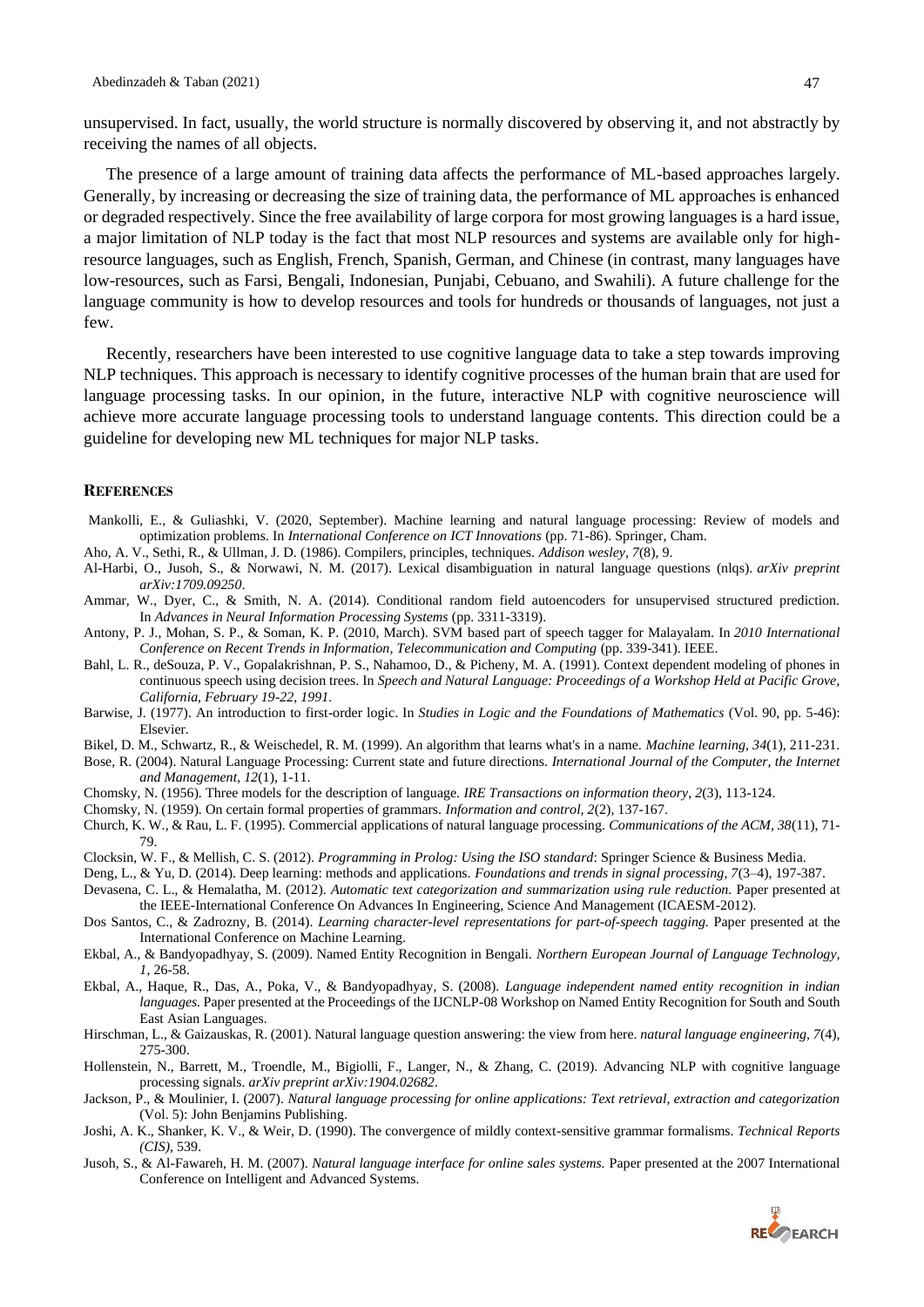unsupervised. In fact, usually, the world structure is normally discovered by observing it, and not abstractly by receiving the names of all objects.

The presence of a large amount of training data affects the performance of ML-based approaches largely. Generally, by increasing or decreasing the size of training data, the performance of ML approaches is enhanced or degraded respectively. Since the free availability of large corpora for most growing languages is a hard issue, a major limitation of NLP today is the fact that most NLP resources and systems are available only for high-resource languages, such as English, French, Spanish, German, and Chinese (in contrast, many languages have low-resources, such as Farsi, Bengali, Indonesian, Punjabi, Cebuano, and Swahili). A future challenge for the language community is how to develop resources and tools for hundreds or thousands of languages, not just a few.

Recently, researchers have been interested to use cognitive language data to take a step towards improving NLP techniques. This approach is necessary to identify cognitive processes of the human brain that are used for language processing tasks. In our opinion, in the future, interactive NLP with cognitive neuroscience will achieve more accurate language processing tools to understand language contents. This direction could be a guideline for developing new ML techniques for major NLP tasks.

## REFERENCES

Mankolli, E., & Guliashki, V. (2020, September). Machine learning and natural language processing: Review of models and optimization problems. In *International Conference on ICT Innovations* (pp. 71-86). Springer, Cham.

Aho, A. V., Sethi, R., & Ullman, J. D. (1986). Compilers, principles, techniques. *Addison wesley*, *7*(8), 9.

Al-Harbi, O., Jusoh, S., & Norwawi, N. M. (2017). Lexical disambiguation in natural language questions (nlqs). *arXiv preprint arXiv:1709.09250*.

Ammar, W., Dyer, C., & Smith, N. A. (2014). Conditional random field autoencoders for unsupervised structured prediction. In *Advances in Neural Information Processing Systems* (pp. 3311-3319).

Antony, P. J., Mohan, S. P., & Soman, K. P. (2010, March). SVM based part of speech tagger for Malayalam. In *2010 International Conference on Recent Trends in Information, Telecommunication and Computing* (pp. 339-341). IEEE.

Bahl, L. R., deSouza, P. V., Gopalakrishnan, P. S., Nahamoo, D., & Picheny, M. A. (1991). Context dependent modeling of phones in continuous speech using decision trees. In *Speech and Natural Language: Proceedings of a Workshop Held at Pacific Grove, California, February 19-22, 1991*.

Barwise, J. (1977). An introduction to first-order logic. In *Studies in Logic and the Foundations of Mathematics* (Vol. 90, pp. 5-46): Elsevier.

Bikel, D. M., Schwartz, R., & Weischedel, R. M. (1999). An algorithm that learns what's in a name. *Machine learning*, *34*(1), 211-231.

Bose, R. (2004). Natural Language Processing: Current state and future directions. *International Journal of the Computer, the Internet and Management*, *12*(1), 1-11.

Chomsky, N. (1956). Three models for the description of language. *IRE Transactions on information theory*, *2*(3), 113-124.

Chomsky, N. (1959). On certain formal properties of grammars. *Information and control, 2*(2), 137-167.

Church, K. W., & Rau, L. F. (1995). Commercial applications of natural language processing. *Communications of the ACM, 38*(11), 71-79.

Clocksin, W. F., & Mellish, C. S. (2012). *Programming in Prolog: Using the ISO standard*: Springer Science & Business Media.

Deng, L., & Yu, D. (2014). Deep learning: methods and applications. *Foundations and trends in signal processing*, *7*(3–4), 197-387.

Devasena, C. L., & Hemalatha, M. (2012). *Automatic text categorization and summarization using rule reduction.* Paper presented at the IEEE-International Conference On Advances In Engineering, Science And Management (ICAESM-2012).

Dos Santos, C., & Zadrozny, B. (2014). *Learning character-level representations for part-of-speech tagging.* Paper presented at the International Conference on Machine Learning.

Ekbal, A., & Bandyopadhyay, S. (2009). Named Entity Recognition in Bengali. *Northern European Journal of Language Technology, 1*, 26-58.

Ekbal, A., Haque, R., Das, A., Poka, V., & Bandyopadhyay, S. (2008). *Language independent named entity recognition in indian languages.* Paper presented at the Proceedings of the IJCNLP-08 Workshop on Named Entity Recognition for South and South East Asian Languages.

Hirschman, L., & Gaizauskas, R. (2001). Natural language question answering: the view from here. *natural language engineering*, *7*(4), 275-300.

Hollenstein, N., Barrett, M., Troendle, M., Bigiolli, F., Langer, N., & Zhang, C. (2019). Advancing NLP with cognitive language processing signals. *arXiv preprint arXiv:1904.02682*.

Jackson, P., & Moulinier, I. (2007). *Natural language processing for online applications: Text retrieval, extraction and categorization* (Vol. 5): John Benjamins Publishing.

Joshi, A. K., Shanker, K. V., & Weir, D. (1990). The convergence of mildly context-sensitive grammar formalisms. *Technical Reports (CIS)*, 539.

Jusoh, S., & Al-Fawareh, H. M. (2007). *Natural language interface for online sales systems.* Paper presented at the 2007 International Conference on Intelligent and Advanced Systems.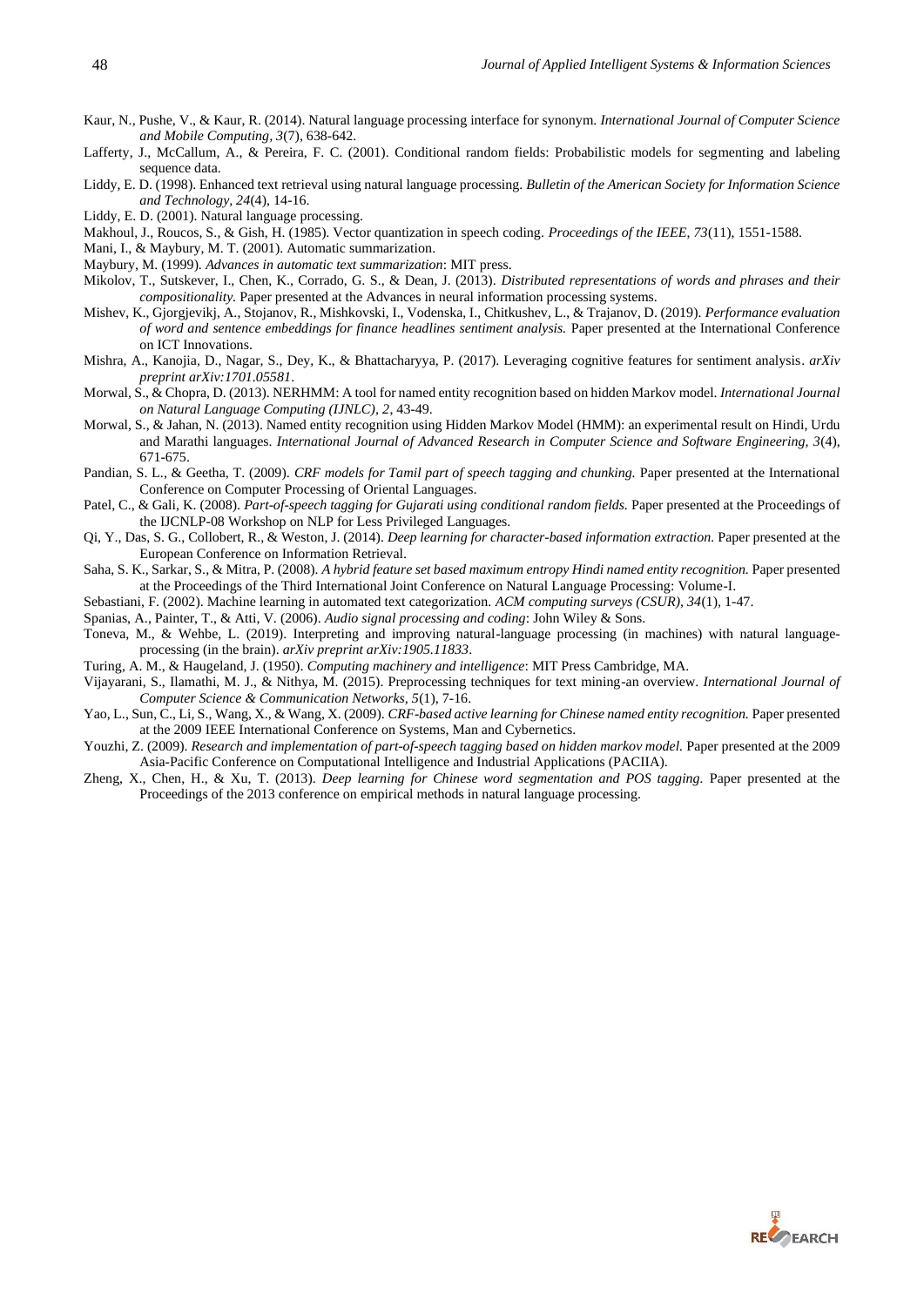Kaur, N., Pushe, V., & Kaur, R. (2014). Natural language processing interface for synonym. *International Journal of Computer Science and Mobile Computing, 3*(7), 638-642.

Lafferty, J., McCallum, A., & Pereira, F. C. (2001). Conditional random fields: Probabilistic models for segmenting and labeling sequence data.

Liddy, E. D. (1998). Enhanced text retrieval using natural language processing. *Bulletin of the American Society for Information Science and Technology, 24*(4), 14-16.

Liddy, E. D. (2001). Natural language processing.

Makhoul, J., Roucos, S., & Gish, H. (1985). Vector quantization in speech coding. *Proceedings of the IEEE, 73*(11), 1551-1588.

Mani, I., & Maybury, M. T. (2001). Automatic summarization.

Maybury, M. (1999). *Advances in automatic text summarization*: MIT press.

Mikolov, T., Sutskever, I., Chen, K., Corrado, G. S., & Dean, J. (2013). *Distributed representations of words and phrases and their compositionality.* Paper presented at the Advances in neural information processing systems.

Mishev, K., Gjorgjevikj, A., Stojanov, R., Mishkovski, I., Vodenska, I., Chitkushev, L., & Trajanov, D. (2019). *Performance evaluation of word and sentence embeddings for finance headlines sentiment analysis.* Paper presented at the International Conference on ICT Innovations.

Mishra, A., Kanojia, D., Nagar, S., Dey, K., & Bhattacharyya, P. (2017). Leveraging cognitive features for sentiment analysis. *arXiv preprint arXiv:1701.05581*.

Morwal, S., & Chopra, D. (2013). NERHMM: A tool for named entity recognition based on hidden Markov model. *International Journal on Natural Language Computing (IJNLC), 2*, 43-49.

Morwal, S., & Jahan, N. (2013). Named entity recognition using Hidden Markov Model (HMM): an experimental result on Hindi, Urdu and Marathi languages. *International Journal of Advanced Research in Computer Science and Software Engineering, 3*(4), 671-675.

Pandian, S. L., & Geetha, T. (2009). *CRF models for Tamil part of speech tagging and chunking.* Paper presented at the International Conference on Computer Processing of Oriental Languages.

Patel, C., & Gali, K. (2008). *Part-of-speech tagging for Gujarati using conditional random fields.* Paper presented at the Proceedings of the IJCNLP-08 Workshop on NLP for Less Privileged Languages.

Qi, Y., Das, S. G., Collobert, R., & Weston, J. (2014). *Deep learning for character-based information extraction.* Paper presented at the European Conference on Information Retrieval.

Saha, S. K., Sarkar, S., & Mitra, P. (2008). *A hybrid feature set based maximum entropy Hindi named entity recognition.* Paper presented at the Proceedings of the Third International Joint Conference on Natural Language Processing: Volume-I.

Sebastiani, F. (2002). Machine learning in automated text categorization. *ACM computing surveys (CSUR), 34*(1), 1-47.

Spanias, A., Painter, T., & Atti, V. (2006). *Audio signal processing and coding*: John Wiley & Sons.

Toneva, M., & Wehbe, L. (2019). Interpreting and improving natural-language processing (in machines) with natural language-processing (in the brain). *arXiv preprint arXiv:1905.11833*.

Turing, A. M., & Haugeland, J. (1950). *Computing machinery and intelligence*: MIT Press Cambridge, MA.

Vijayarani, S., Ilamathi, M. J., & Nithya, M. (2015). Preprocessing techniques for text mining-an overview. *International Journal of Computer Science & Communication Networks, 5*(1), 7-16.

Yao, L., Sun, C., Li, S., Wang, X., & Wang, X. (2009). *CRF-based active learning for Chinese named entity recognition.* Paper presented at the 2009 IEEE International Conference on Systems, Man and Cybernetics.

Youzhi, Z. (2009). *Research and implementation of part-of-speech tagging based on hidden markov model.* Paper presented at the 2009 Asia-Pacific Conference on Computational Intelligence and Industrial Applications (PACIIA).

Zheng, X., Chen, H., & Xu, T. (2013). *Deep learning for Chinese word segmentation and POS tagging.* Paper presented at the Proceedings of the 2013 conference on empirical methods in natural language processing.